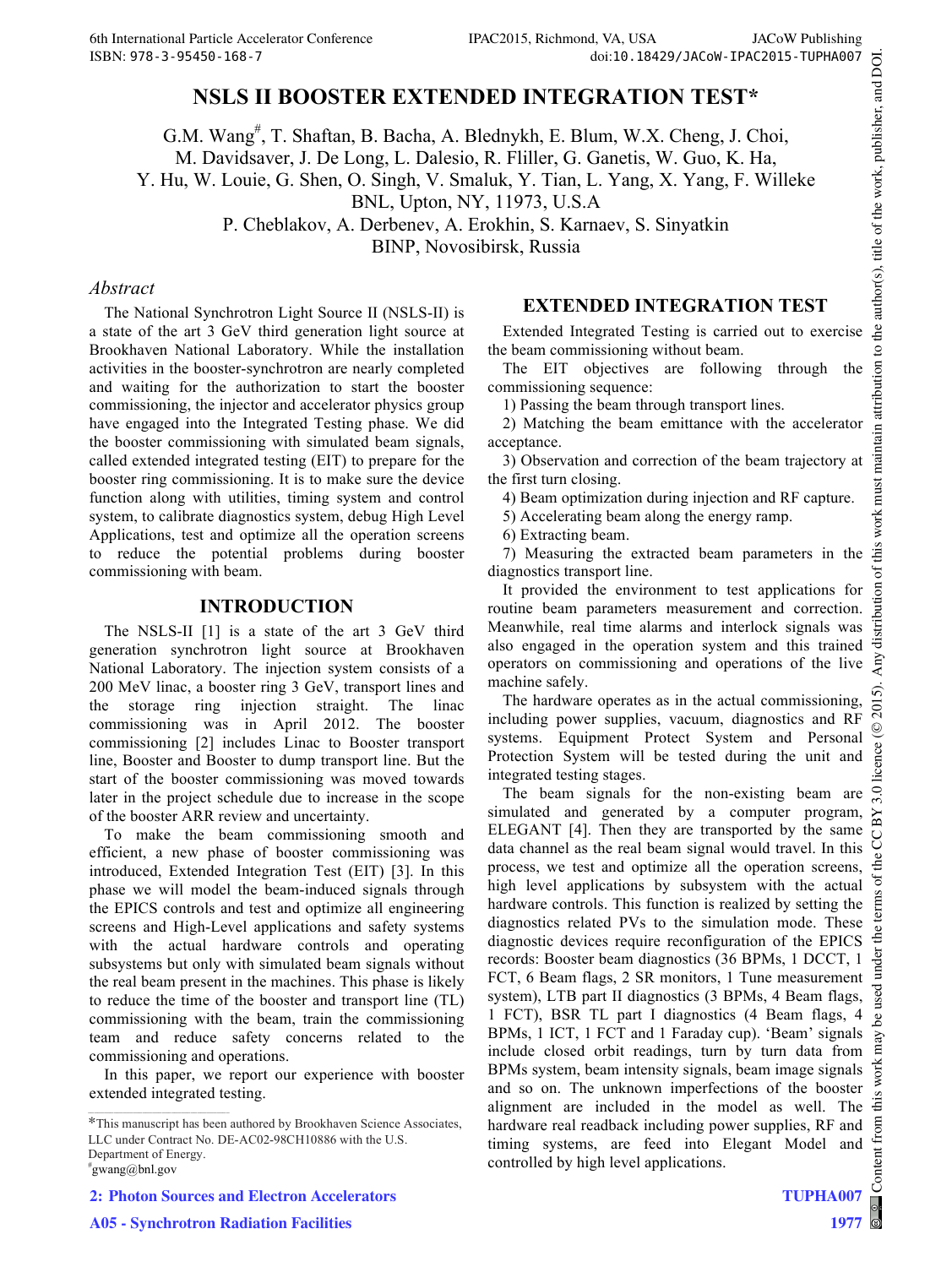# NSLS II BOOSTER EXTENDED INTEGRATION TEST*

G.M. Wang#, T. Shaftan, B. Bacha, A. Blednykh, E. Blum, W.X. Cheng, J. Choi, M. Davidsaver, J. De Long, L. Dalesio, R. Fliller, G. Ganetis, W. Guo, K. Ha, Y. Hu, W. Louie, G. Shen, O. Singh, V. Smaluk, Y. Tian, L. Yang, X. Yang, F. Willeke

BNL, Upton, NY, 11973, U.S.A

P. Cheblakov, A. Derbenev, A. Erokhin, S. Karnaev, S. Sinyatkin

BINP, Novosibirsk, Russia

## *Abstract*

The National Synchrotron Light Source II (NSLS-II) is a state of the art 3 GeV third generation light source at Brookhaven National Laboratory. While the installation activities in the booster-synchrotron are nearly completed and waiting for the authorization to start the booster commissioning, the injector and accelerator physics group have engaged into the Integrated Testing phase. We did the booster commissioning with simulated beam signals, called extended integrated testing (EIT) to prepare for the booster ring commissioning. It is to make sure the device function along with utilities, timing system and control system, to calibrate diagnostics system, debug High Level Applications, test and optimize all the operation screens to reduce the potential problems during booster commissioning with beam.

## INTRODUCTION

The NSLS-II [1] is a state of the art 3 GeV third generation synchrotron light source at Brookhaven National Laboratory. The injection system consists of a 200 MeV linac, a booster ring 3 GeV, transport lines and the storage ring injection straight. The linac commissioning was in April 2012. The booster commissioning [2] includes Linac to Booster transport line, Booster and Booster to dump transport line. But the start of the booster commissioning was moved towards later in the project schedule due to increase in the scope of the booster ARR review and uncertainty.

To make the beam commissioning smooth and efficient, a new phase of booster commissioning was introduced, Extended Integration Test (EIT) [3]. In this phase we will model the beam-induced signals through the EPICS controls and test and optimize all engineering screens and High-Level applications and safety systems with the actual hardware controls and operating subsystems but only with simulated beam signals without the real beam present in the machines. This phase is likely to reduce the time of the booster and transport line (TL) commissioning with the beam, train the commissioning team and reduce safety concerns related to the commissioning and operations.

In this paper, we report our experience with booster extended integrated testing.

## EXTENDED INTEGRATION TEST

Extended Integrated Testing is carried out to exercise the beam commissioning without beam.

The EIT objectives are following through the commissioning sequence:

1) Passing the beam through transport lines.
2) Matching the beam emittance with the accelerator acceptance.
3) Observation and correction of the beam trajectory at the first turn closing.
4) Beam optimization during injection and RF capture.
5) Accelerating beam along the energy ramp.
6) Extracting beam.
7) Measuring the extracted beam parameters in the diagnostics transport line.

It provided the environment to test applications for routine beam parameters measurement and correction. Meanwhile, real time alarms and interlock signals was also engaged in the operation system and this trained operators on commissioning and operations of the live machine safely.

The hardware operates as in the actual commissioning, including power supplies, vacuum, diagnostics and RF systems. Equipment Protect System and Personal Protection System will be tested during the unit and integrated testing stages.

The beam signals for the non-existing beam are simulated and generated by a computer program, ELEGANT [4]. Then they are transported by the same data channel as the real beam signal would travel. In this process, we test and optimize all the operation screens, high level applications by subsystem with the actual hardware controls. This function is realized by setting the diagnostics related PVs to the simulation mode. These diagnostic devices require reconfiguration of the EPICS records: Booster beam diagnostics (36 BPMs, 1 DCCT, 1 FCT, 6 Beam flags, 2 SR monitors, 1 Tune measurement system), LTB part II diagnostics (3 BPMs, 4 Beam flags, 1 FCT), BSR TL part I diagnostics (4 Beam flags, 4 BPMs, 1 ICT, 1 FCT and 1 Faraday cup). 'Beam' signals include closed orbit readings, turn by turn data from BPMs system, beam intensity signals, beam image signals and so on. The unknown imperfections of the booster alignment are included in the model as well. The hardware real readback including power supplies, RF and timing systems, are feed into Elegant Model and controlled by high level applications.

---

*This manuscript has been authored by Brookhaven Science Associates, LLC under Contract No. DE-AC02-98CH10886 with the U.S. Department of Energy.

#gwang@bnl.gov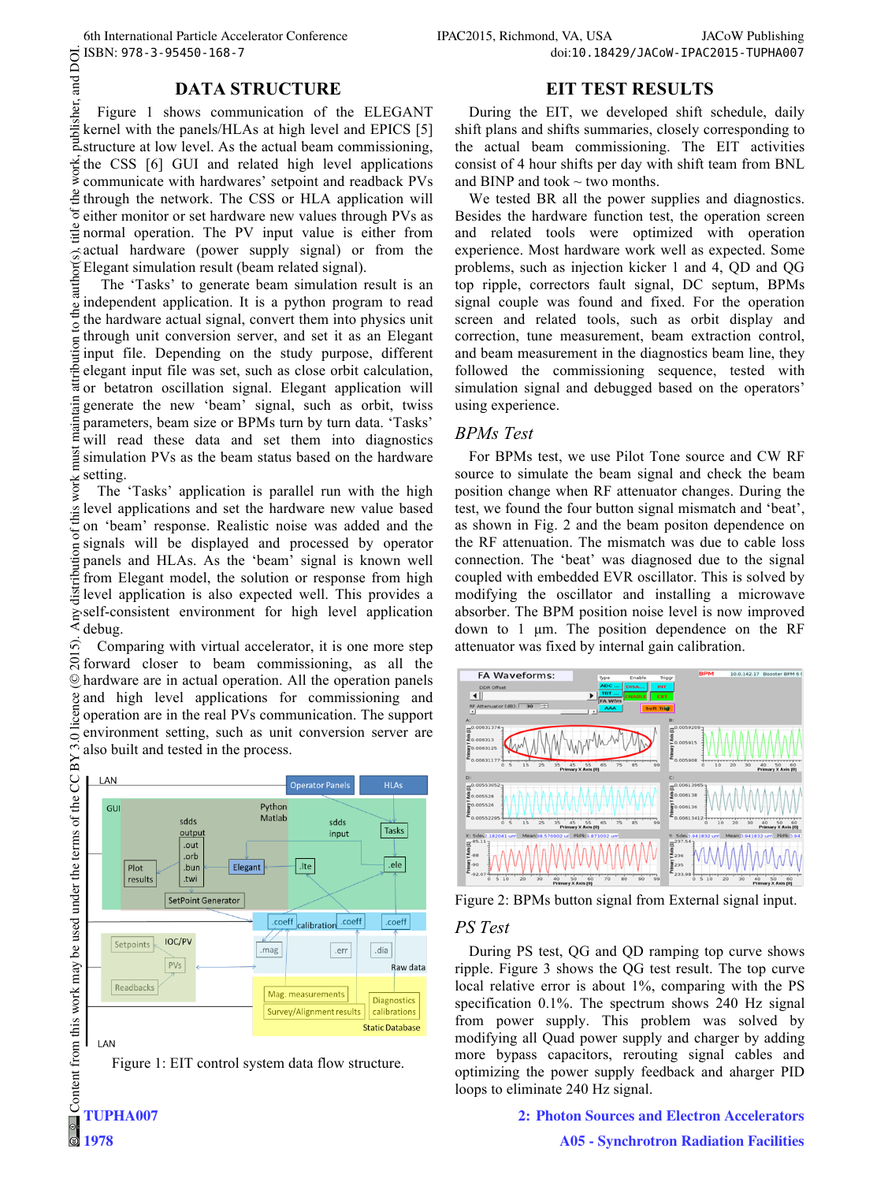## DATA STRUCTURE

Figure 1 shows communication of the ELEGANT kernel with the panels/HLAs at high level and EPICS [5] structure at low level. As the actual beam commissioning, the CSS [6] GUI and related high level applications communicate with hardwares' setpoint and readback PVs through the network. The CSS or HLA application will either monitor or set hardware new values through PVs as normal operation. The PV input value is either from actual hardware (power supply signal) or from the Elegant simulation result (beam related signal).

The 'Tasks' to generate beam simulation result is an independent application. It is a python program to read the hardware actual signal, convert them into physics unit through unit conversion server, and set it as an Elegant input file. Depending on the study purpose, different elegant input file was set, such as close orbit calculation, or betatron oscillation signal. Elegant application will generate the new 'beam' signal, such as orbit, twiss parameters, beam size or BPMs turn by turn data. 'Tasks' will read these data and set them into diagnostics simulation PVs as the beam status based on the hardware setting.

The 'Tasks' application is parallel run with the high level applications and set the hardware new value based on 'beam' response. Realistic noise was added and the signals will be displayed and processed by operator panels and HLAs. As the 'beam' signal is known well from Elegant model, the solution or response from high level application is also expected well. This provides a self-consistent environment for high level application debug.

Comparing with virtual accelerator, it is one more step forward closer to beam commissioning, as all the hardware are in actual operation. All the operation panels and high level applications for commissioning and operation are in the real PVs communication. The support environment setting, such as unit conversion server are also built and tested in the process.

Figure 1: EIT control system data flow structure.

## EIT TEST RESULTS

During the EIT, we developed shift schedule, daily shift plans and shifts summaries, closely corresponding to the actual beam commissioning. The EIT activities consist of 4 hour shifts per day with shift team from BNL and BINP and took ~ two months.

We tested BR all the power supplies and diagnostics. Besides the hardware function test, the operation screen and related tools were optimized with operation experience. Most hardware work well as expected. Some problems, such as injection kicker 1 and 4, QD and QG top ripple, correctors fault signal, DC septum, BPMs signal couple was found and fixed. For the operation screen and related tools, such as orbit display and correction, tune measurement, beam extraction control, and beam measurement in the diagnostics beam line, they followed the commissioning sequence, tested with simulation signal and debugged based on the operators' using experience.

### *BPMs Test*

For BPMs test, we use Pilot Tone source and CW RF source to simulate the beam signal and check the beam position change when RF attenuator changes. During the test, we found the four button signal mismatch and 'beat', as shown in Fig. 2 and the beam positon dependence on the RF attenuation. The mismatch was due to cable loss connection. The 'beat' was diagnosed due to the signal coupled with embedded EVR oscillator. This is solved by modifying the oscillator and installing a microwave absorber. The BPM position noise level is now improved down to 1 µm. The position dependence on the RF attenuator was fixed by internal gain calibration.

Figure 2: BPMs button signal from External signal input.

### *PS Test*

During PS test, QG and QD ramping top curve shows ripple. Figure 3 shows the QG test result. The top curve local relative error is about 1%, comparing with the PS specification 0.1%. The spectrum shows 240 Hz signal from power supply. This problem was solved by modifying all Quad power supply and charger by adding more bypass capacitors, rerouting signal cables and optimizing the power supply feedback and aharger PID loops to eliminate 240 Hz signal.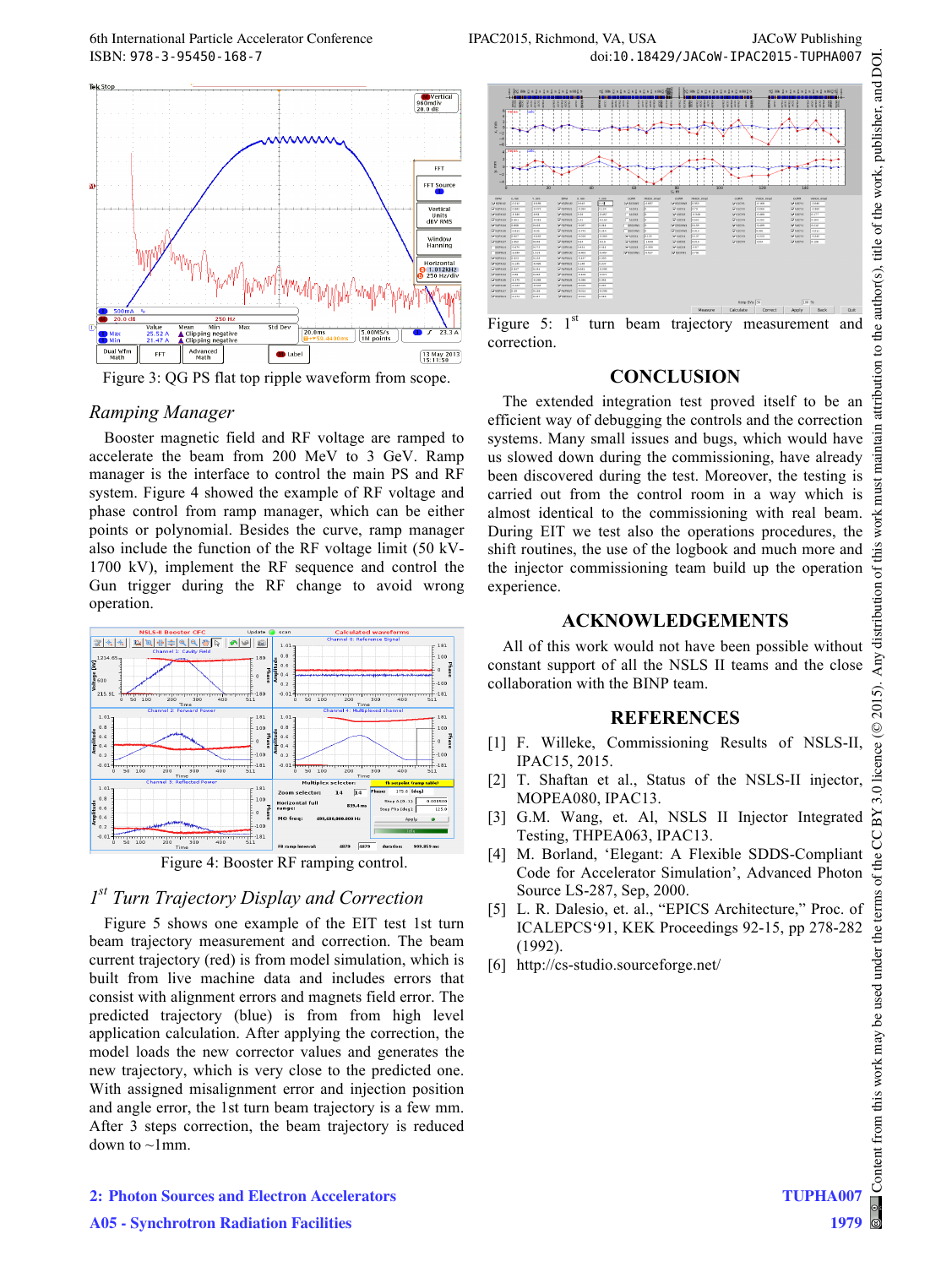Figure 3: QG PS flat top ripple waveform from scope.

### *Ramping Manager*

Booster magnetic field and RF voltage are ramped to accelerate the beam from 200 MeV to 3 GeV. Ramp manager is the interface to control the main PS and RF system. Figure 4 showed the example of RF voltage and phase control from ramp manager, which can be either points or polynomial. Besides the curve, ramp manager also include the function of the RF voltage limit (50 kV-1700 kV), implement the RF sequence and control the Gun trigger during the RF change to avoid wrong operation.

Figure 4: Booster RF ramping control.

### *1st Turn Trajectory Display and Correction*

Figure 5 shows one example of the EIT test 1st turn beam trajectory measurement and correction. The beam current trajectory (red) is from model simulation, which is built from live machine data and includes errors that consist with alignment errors and magnets field error. The predicted trajectory (blue) is from from high level application calculation. After applying the correction, the model loads the new corrector values and generates the new trajectory, which is very close to the predicted one. With assigned misalignment error and injection position and angle error, the 1st turn beam trajectory is a few mm. After 3 steps correction, the beam trajectory is reduced down to ~1mm.

Figure 5: 1st turn beam trajectory measurement and correction.

## CONCLUSION

The extended integration test proved itself to be an efficient way of debugging the controls and the correction systems. Many small issues and bugs, which would have us slowed down during the commissioning, have already been discovered during the test. Moreover, the testing is carried out from the control room in a way which is almost identical to the commissioning with real beam. During EIT we test also the operations procedures, the shift routines, the use of the logbook and much more and the injector commissioning team build up the operation experience.

## ACKNOWLEDGEMENTS

All of this work would not have been possible without constant support of all the NSLS II teams and the close collaboration with the BINP team.

## REFERENCES

[1] F. Willeke, Commissioning Results of NSLS-II, IPAC15, 2015.

[2] T. Shaftan et al., Status of the NSLS-II injector, MOPEA080, IPAC13.

[3] G.M. Wang, et. Al, NSLS II Injector Integrated Testing, THPEA063, IPAC13.

[4] M. Borland, 'Elegant: A Flexible SDDS-Compliant Code for Accelerator Simulation', Advanced Photon Source LS-287, Sep, 2000.

[5] L. R. Dalesio, et. al., "EPICS Architecture," Proc. of ICALEPCS'91, KEK Proceedings 92-15, pp 278-282 (1992).

[6] http://cs-studio.sourceforge.net/